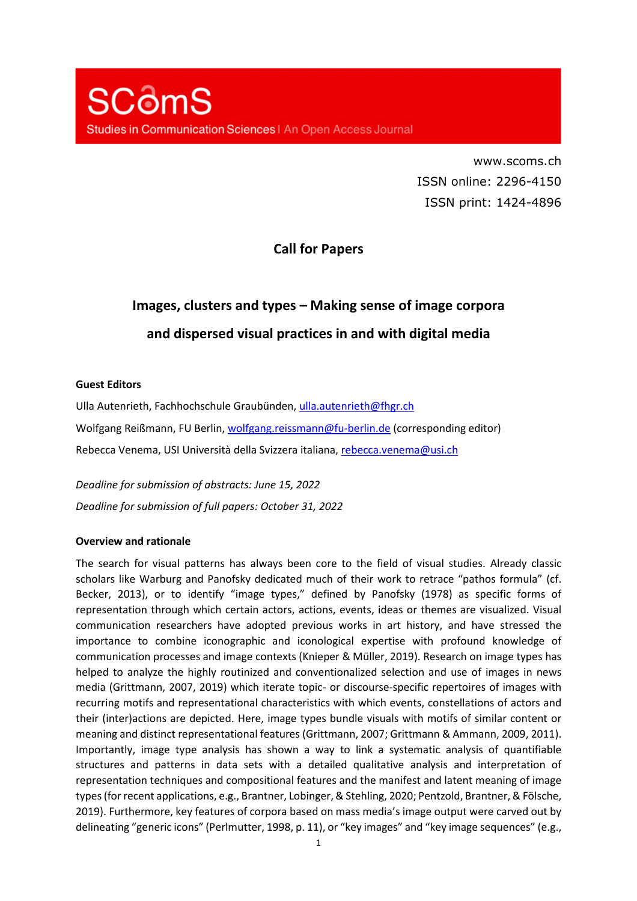SCömS

Studies in Communication Sciences | An Open Access Journal

www.scoms.ch

ISSN online: 2296-4150

ISSN print: 1424-4896

**Call for Papers**

# Images, clusters and types – Making sense of image corpora and dispersed visual practices in and with digital media

**Guest Editors**

Ulla Autenrieth, Fachhochschule Graubünden, ulla.autenrieth@fhgr.ch

Wolfgang Reißmann, FU Berlin, wolfgang.reissmann@fu-berlin.de (corresponding editor)

Rebecca Venema, USI Università della Svizzera italiana, rebecca.venema@usi.ch

*Deadline for submission of abstracts: June 15, 2022*

*Deadline for submission of full papers: October 31, 2022*

**Overview and rationale**

The search for visual patterns has always been core to the field of visual studies. Already classic scholars like Warburg and Panofsky dedicated much of their work to retrace "pathos formula" (cf. Becker, 2013), or to identify "image types," defined by Panofsky (1978) as specific forms of representation through which certain actors, actions, events, ideas or themes are visualized. Visual communication researchers have adopted previous works in art history, and have stressed the importance to combine iconographic and iconological expertise with profound knowledge of communication processes and image contexts (Knieper & Müller, 2019). Research on image types has helped to analyze the highly routinized and conventionalized selection and use of images in news media (Grittmann, 2007, 2019) which iterate topic- or discourse-specific repertoires of images with recurring motifs and representational characteristics with which events, constellations of actors and their (inter)actions are depicted. Here, image types bundle visuals with motifs of similar content or meaning and distinct representational features (Grittmann, 2007; Grittmann & Ammann, 2009, 2011). Importantly, image type analysis has shown a way to link a systematic analysis of quantifiable structures and patterns in data sets with a detailed qualitative analysis and interpretation of representation techniques and compositional features and the manifest and latent meaning of image types (for recent applications, e.g., Brantner, Lobinger, & Stehling, 2020; Pentzold, Brantner, & Fölsche, 2019). Furthermore, key features of corpora based on mass media's image output were carved out by delineating "generic icons" (Perlmutter, 1998, p. 11), or "key images" and "key image sequences" (e.g.,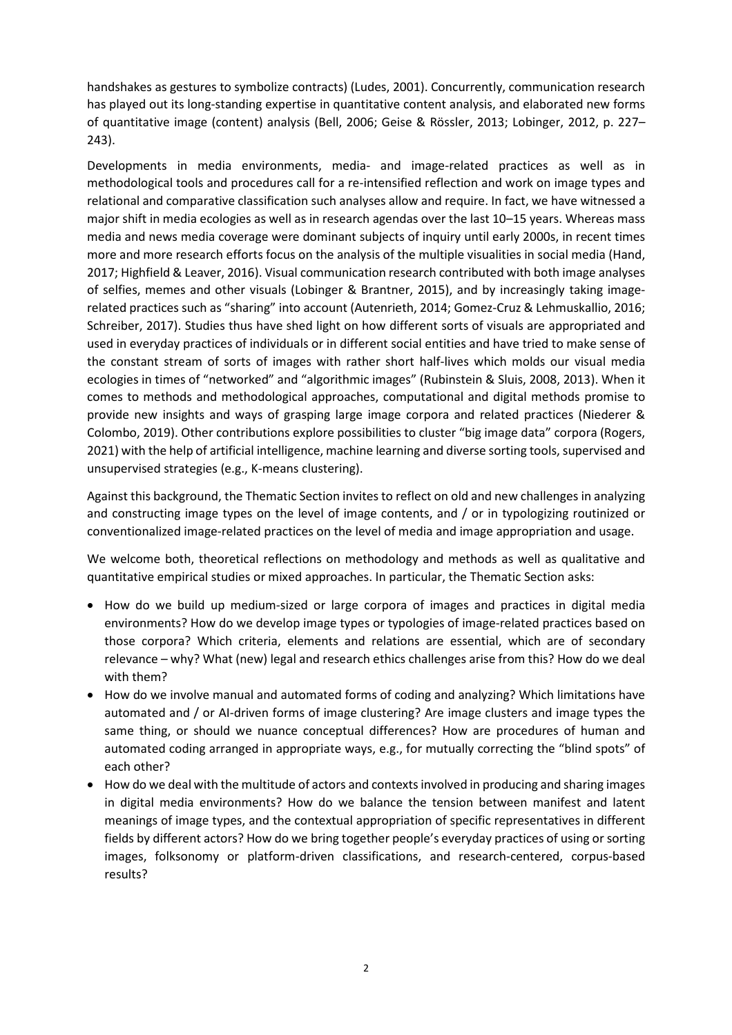handshakes as gestures to symbolize contracts) (Ludes, 2001). Concurrently, communication research has played out its long-standing expertise in quantitative content analysis, and elaborated new forms of quantitative image (content) analysis (Bell, 2006; Geise & Rössler, 2013; Lobinger, 2012, p. 227–243).

Developments in media environments, media- and image-related practices as well as in methodological tools and procedures call for a re-intensified reflection and work on image types and relational and comparative classification such analyses allow and require. In fact, we have witnessed a major shift in media ecologies as well as in research agendas over the last 10–15 years. Whereas mass media and news media coverage were dominant subjects of inquiry until early 2000s, in recent times more and more research efforts focus on the analysis of the multiple visualities in social media (Hand, 2017; Highfield & Leaver, 2016). Visual communication research contributed with both image analyses of selfies, memes and other visuals (Lobinger & Brantner, 2015), and by increasingly taking image-related practices such as "sharing" into account (Autenrieth, 2014; Gomez-Cruz & Lehmuskallio, 2016; Schreiber, 2017). Studies thus have shed light on how different sorts of visuals are appropriated and used in everyday practices of individuals or in different social entities and have tried to make sense of the constant stream of sorts of images with rather short half-lives which molds our visual media ecologies in times of "networked" and "algorithmic images" (Rubinstein & Sluis, 2008, 2013). When it comes to methods and methodological approaches, computational and digital methods promise to provide new insights and ways of grasping large image corpora and related practices (Niederer & Colombo, 2019). Other contributions explore possibilities to cluster "big image data" corpora (Rogers, 2021) with the help of artificial intelligence, machine learning and diverse sorting tools, supervised and unsupervised strategies (e.g., K-means clustering).

Against this background, the Thematic Section invites to reflect on old and new challenges in analyzing and constructing image types on the level of image contents, and / or in typologizing routinized or conventionalized image-related practices on the level of media and image appropriation and usage.

We welcome both, theoretical reflections on methodology and methods as well as qualitative and quantitative empirical studies or mixed approaches. In particular, the Thematic Section asks:

- How do we build up medium-sized or large corpora of images and practices in digital media environments? How do we develop image types or typologies of image-related practices based on those corpora? Which criteria, elements and relations are essential, which are of secondary relevance – why? What (new) legal and research ethics challenges arise from this? How do we deal with them?
- How do we involve manual and automated forms of coding and analyzing? Which limitations have automated and / or AI-driven forms of image clustering? Are image clusters and image types the same thing, or should we nuance conceptual differences? How are procedures of human and automated coding arranged in appropriate ways, e.g., for mutually correcting the "blind spots" of each other?
- How do we deal with the multitude of actors and contexts involved in producing and sharing images in digital media environments? How do we balance the tension between manifest and latent meanings of image types, and the contextual appropriation of specific representatives in different fields by different actors? How do we bring together people's everyday practices of using or sorting images, folksonomy or platform-driven classifications, and research-centered, corpus-based results?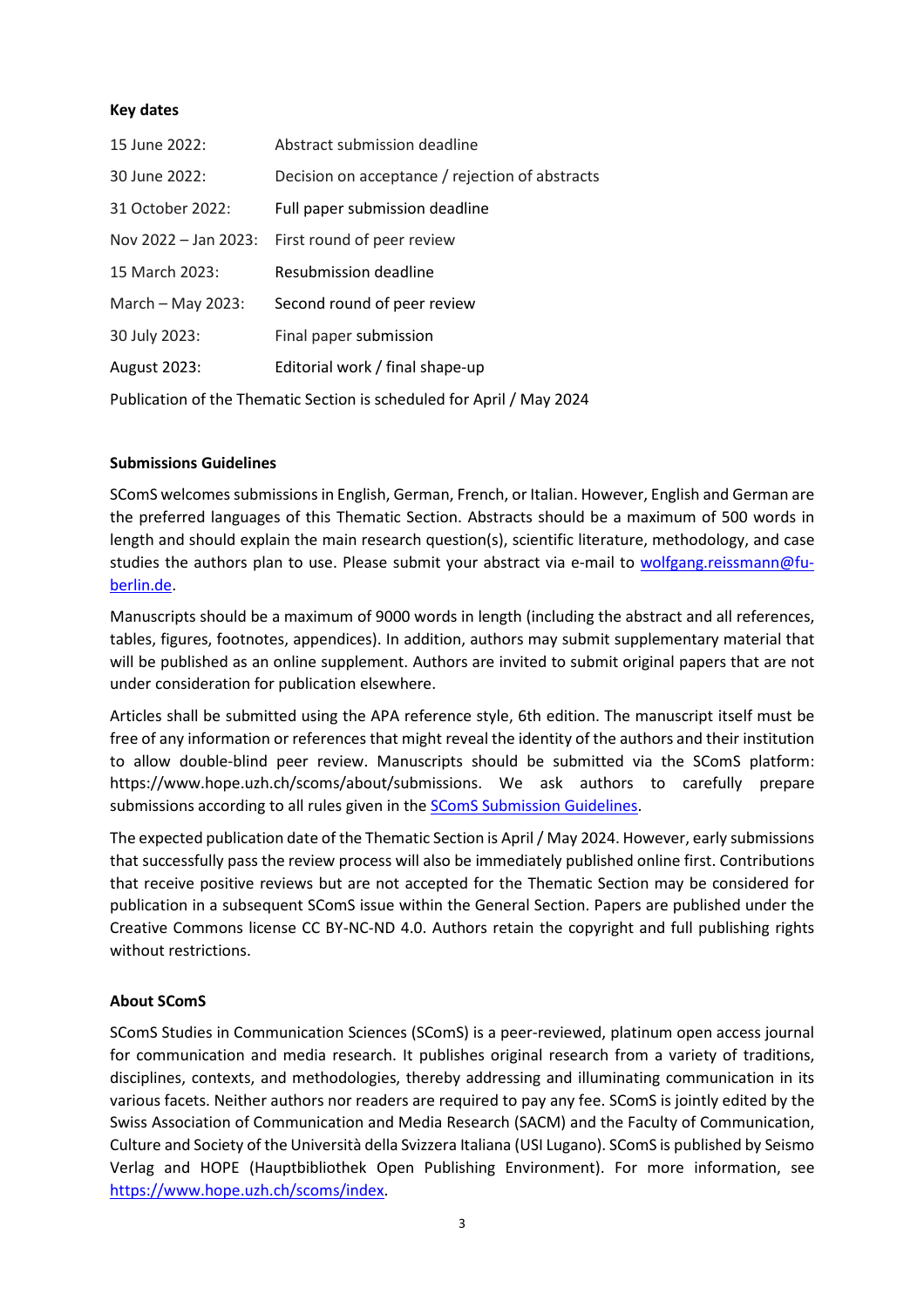**Key dates**

| | |
|---|---|
| 15 June 2022: | Abstract submission deadline |
| 30 June 2022: | Decision on acceptance / rejection of abstracts |
| 31 October 2022: | Full paper submission deadline |
| Nov 2022 – Jan 2023: | First round of peer review |
| 15 March 2023: | Resubmission deadline |
| March – May 2023: | Second round of peer review |
| 30 July 2023: | Final paper submission |
| August 2023: | Editorial work / final shape-up |

Publication of the Thematic Section is scheduled for April / May 2024

**Submissions Guidelines**

SComS welcomes submissions in English, German, French, or Italian. However, English and German are the preferred languages of this Thematic Section. Abstracts should be a maximum of 500 words in length and should explain the main research question(s), scientific literature, methodology, and case studies the authors plan to use. Please submit your abstract via e-mail to [wolfgang.reissmann@fu-berlin.de](mailto:wolfgang.reissmann@fu-berlin.de).

Manuscripts should be a maximum of 9000 words in length (including the abstract and all references, tables, figures, footnotes, appendices). In addition, authors may submit supplementary material that will be published as an online supplement. Authors are invited to submit original papers that are not under consideration for publication elsewhere.

Articles shall be submitted using the APA reference style, 6th edition. The manuscript itself must be free of any information or references that might reveal the identity of the authors and their institution to allow double-blind peer review. Manuscripts should be submitted via the SComS platform: https://www.hope.uzh.ch/scoms/about/submissions. We ask authors to carefully prepare submissions according to all rules given in the SComS Submission Guidelines.

The expected publication date of the Thematic Section is April / May 2024. However, early submissions that successfully pass the review process will also be immediately published online first. Contributions that receive positive reviews but are not accepted for the Thematic Section may be considered for publication in a subsequent SComS issue within the General Section. Papers are published under the Creative Commons license CC BY-NC-ND 4.0. Authors retain the copyright and full publishing rights without restrictions.

**About SComS**

SComS Studies in Communication Sciences (SComS) is a peer-reviewed, platinum open access journal for communication and media research. It publishes original research from a variety of traditions, disciplines, contexts, and methodologies, thereby addressing and illuminating communication in its various facets. Neither authors nor readers are required to pay any fee. SComS is jointly edited by the Swiss Association of Communication and Media Research (SACM) and the Faculty of Communication, Culture and Society of the Università della Svizzera Italiana (USI Lugano). SComS is published by Seismo Verlag and HOPE (Hauptbibliothek Open Publishing Environment). For more information, see [https://www.hope.uzh.ch/scoms/index](https://www.hope.uzh.ch/scoms/index).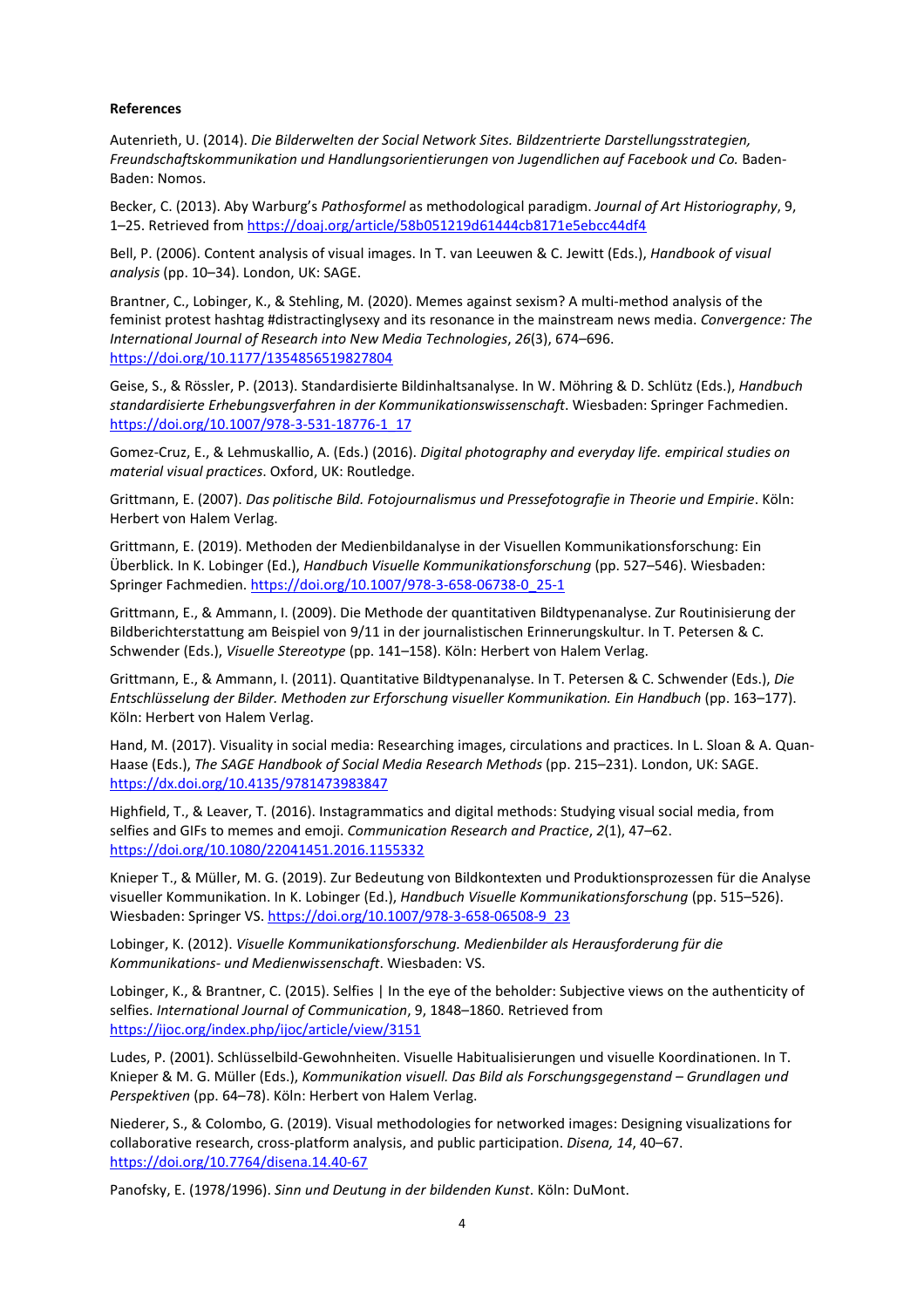**References**

Autenrieth, U. (2014). *Die Bilderwelten der Social Network Sites. Bildzentrierte Darstellungsstrategien, Freundschaftskommunikation und Handlungsorientierungen von Jugendlichen auf Facebook und Co.* Baden-Baden: Nomos.

Becker, C. (2013). Aby Warburg's *Pathosformel* as methodological paradigm. *Journal of Art Historiography*, 9, 1–25. Retrieved from https://doaj.org/article/58b051219d61444cb8171e5ebcc44df4

Bell, P. (2006). Content analysis of visual images. In T. van Leeuwen & C. Jewitt (Eds.), *Handbook of visual analysis* (pp. 10–34). London, UK: SAGE.

Brantner, C., Lobinger, K., & Stehling, M. (2020). Memes against sexism? A multi-method analysis of the feminist protest hashtag #distractinglysexy and its resonance in the mainstream news media. *Convergence: The International Journal of Research into New Media Technologies*, *26*(3), 674–696. https://doi.org/10.1177/1354856519827804

Geise, S., & Rössler, P. (2013). Standardisierte Bildinhaltsanalyse. In W. Möhring & D. Schlütz (Eds.), *Handbuch standardisierte Erhebungsverfahren in der Kommunikationswissenschaft*. Wiesbaden: Springer Fachmedien. https://doi.org/10.1007/978-3-531-18776-1_17

Gomez-Cruz, E., & Lehmuskallio, A. (Eds.) (2016). *Digital photography and everyday life. empirical studies on material visual practices*. Oxford, UK: Routledge.

Grittmann, E. (2007). *Das politische Bild. Fotojournalismus und Pressefotografie in Theorie und Empirie*. Köln: Herbert von Halem Verlag.

Grittmann, E. (2019). Methoden der Medienbildanalyse in der Visuellen Kommunikationsforschung: Ein Überblick. In K. Lobinger (Ed.), *Handbuch Visuelle Kommunikationsforschung* (pp. 527–546). Wiesbaden: Springer Fachmedien. https://doi.org/10.1007/978-3-658-06738-0_25-1

Grittmann, E., & Ammann, I. (2009). Die Methode der quantitativen Bildtypenanalyse. Zur Routinisierung der Bildberichterstattung am Beispiel von 9/11 in der journalistischen Erinnerungskultur. In T. Petersen & C. Schwender (Eds.), *Visuelle Stereotype* (pp. 141–158). Köln: Herbert von Halem Verlag.

Grittmann, E., & Ammann, I. (2011). Quantitative Bildtypenanalyse. In T. Petersen & C. Schwender (Eds.), *Die Entschlüsselung der Bilder. Methoden zur Erforschung visueller Kommunikation. Ein Handbuch* (pp. 163–177). Köln: Herbert von Halem Verlag.

Hand, M. (2017). Visuality in social media: Researching images, circulations and practices. In L. Sloan & A. Quan-Haase (Eds.), *The SAGE Handbook of Social Media Research Methods* (pp. 215–231). London, UK: SAGE. https://dx.doi.org/10.4135/9781473983847

Highfield, T., & Leaver, T. (2016). Instagrammatics and digital methods: Studying visual social media, from selfies and GIFs to memes and emoji. *Communication Research and Practice*, *2*(1), 47–62. https://doi.org/10.1080/22041451.2016.1155332

Knieper T., & Müller, M. G. (2019). Zur Bedeutung von Bildkontexten und Produktionsprozessen für die Analyse visueller Kommunikation. In K. Lobinger (Ed.), *Handbuch Visuelle Kommunikationsforschung* (pp. 515–526). Wiesbaden: Springer VS. https://doi.org/10.1007/978-3-658-06508-9_23

Lobinger, K. (2012). *Visuelle Kommunikationsforschung. Medienbilder als Herausforderung für die Kommunikations- und Medienwissenschaft*. Wiesbaden: VS.

Lobinger, K., & Brantner, C. (2015). Selfies | In the eye of the beholder: Subjective views on the authenticity of selfies. *International Journal of Communication*, 9, 1848–1860. Retrieved from https://ijoc.org/index.php/ijoc/article/view/3151

Ludes, P. (2001). Schlüsselbild-Gewohnheiten. Visuelle Habitualisierungen und visuelle Koordinationen. In T. Knieper & M. G. Müller (Eds.), *Kommunikation visuell. Das Bild als Forschungsgegenstand – Grundlagen und Perspektiven* (pp. 64–78). Köln: Herbert von Halem Verlag.

Niederer, S., & Colombo, G. (2019). Visual methodologies for networked images: Designing visualizations for collaborative research, cross-platform analysis, and public participation. *Disena, 14*, 40–67. https://doi.org/10.7764/disena.14.40-67

Panofsky, E. (1978/1996). *Sinn und Deutung in der bildenden Kunst*. Köln: DuMont.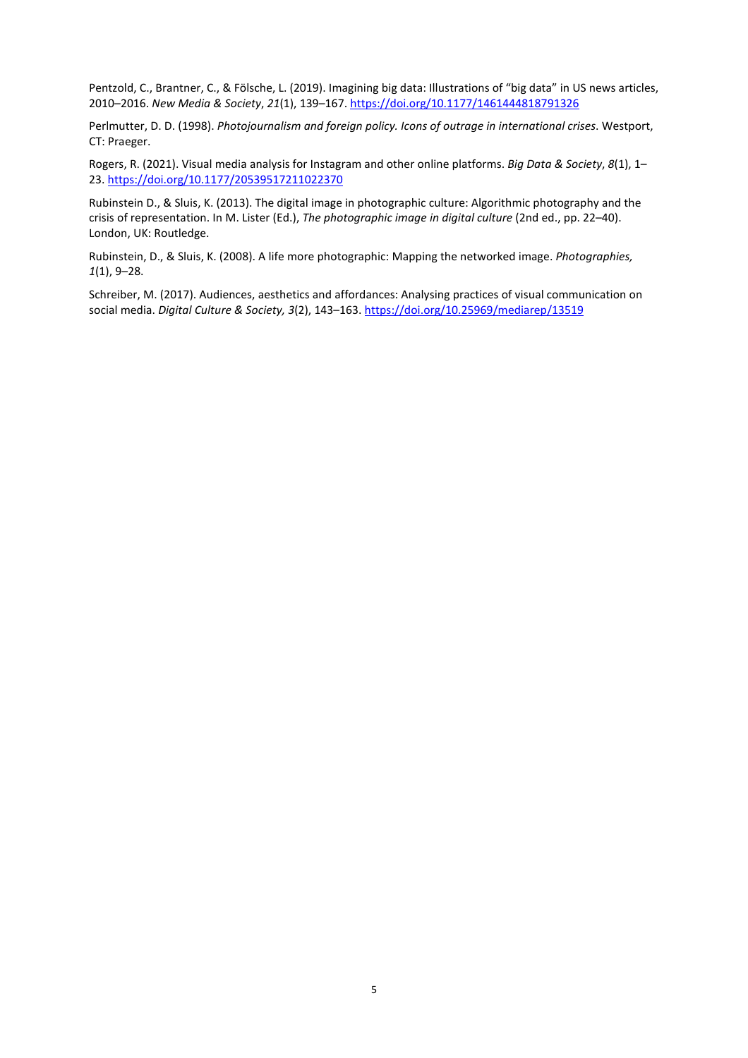Pentzold, C., Brantner, C., & Fölsche, L. (2019). Imagining big data: Illustrations of "big data" in US news articles, 2010–2016. *New Media & Society*, *21*(1), 139–167. https://doi.org/10.1177/1461444818791326

Perlmutter, D. D. (1998). *Photojournalism and foreign policy. Icons of outrage in international crises*. Westport, CT: Praeger.

Rogers, R. (2021). Visual media analysis for Instagram and other online platforms. *Big Data & Society*, *8*(1), 1–23. https://doi.org/10.1177/20539517211022370

Rubinstein D., & Sluis, K. (2013). The digital image in photographic culture: Algorithmic photography and the crisis of representation. In M. Lister (Ed.), *The photographic image in digital culture* (2nd ed., pp. 22–40). London, UK: Routledge.

Rubinstein, D., & Sluis, K. (2008). A life more photographic: Mapping the networked image. *Photographies, 1*(1), 9–28.

Schreiber, M. (2017). Audiences, aesthetics and affordances: Analysing practices of visual communication on social media. *Digital Culture & Society, 3*(2), 143–163. https://doi.org/10.25969/mediarep/13519